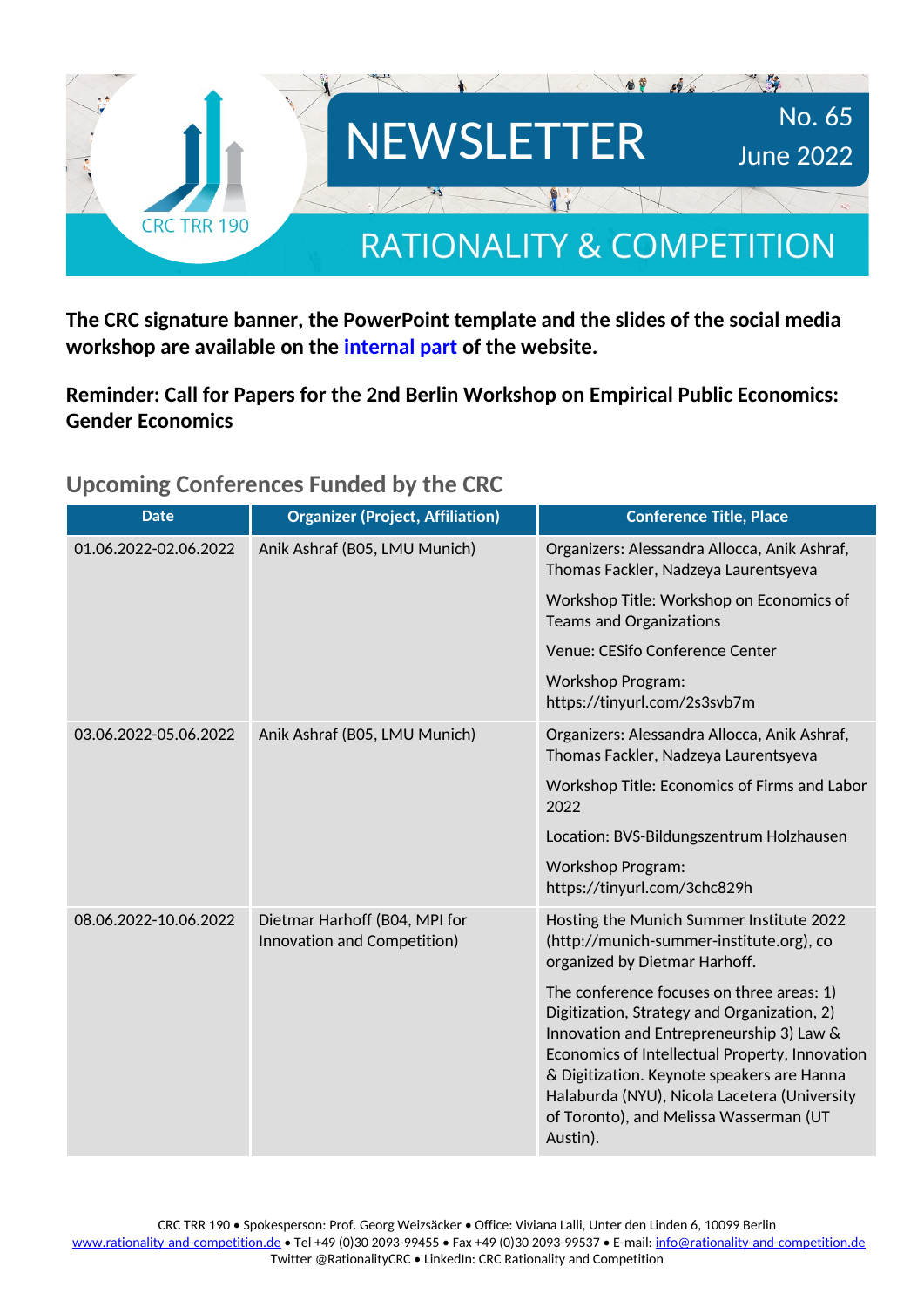# NEWSLETTER

No. 65
June 2022

CRC TRR 190

RATIONALITY & COMPETITION

**The CRC signature banner, the PowerPoint template and the slides of the social media workshop are available on the [internal part](#) of the website.**

**Reminder: Call for Papers for the 2nd Berlin Workshop on Empirical Public Economics: Gender Economics**

## Upcoming Conferences Funded by the CRC

| Date | Organizer (Project, Affiliation) | Conference Title, Place |
|---|---|---|
| 01.06.2022-02.06.2022 | Anik Ashraf (B05, LMU Munich) | Organizers: Alessandra Allocca, Anik Ashraf, Thomas Fackler, Nadzeya Laurentsyeva<br><br>Workshop Title: Workshop on Economics of Teams and Organizations<br><br>Venue: CESifo Conference Center<br><br>Workshop Program: https://tinyurl.com/2s3svb7m |
| 03.06.2022-05.06.2022 | Anik Ashraf (B05, LMU Munich) | Organizers: Alessandra Allocca, Anik Ashraf, Thomas Fackler, Nadzeya Laurentsyeva<br><br>Workshop Title: Economics of Firms and Labor 2022<br><br>Location: BVS-Bildungszentrum Holzhausen<br><br>Workshop Program: https://tinyurl.com/3chc829h |
| 08.06.2022-10.06.2022 | Dietmar Harhoff (B04, MPI for Innovation and Competition) | Hosting the Munich Summer Institute 2022 (http://munich-summer-institute.org), co organized by Dietmar Harhoff.<br><br>The conference focuses on three areas: 1) Digitization, Strategy and Organization, 2) Innovation and Entrepreneurship 3) Law & Economics of Intellectual Property, Innovation & Digitization. Keynote speakers are Hanna Halaburda (NYU), Nicola Lacetera (University of Toronto), and Melissa Wasserman (UT Austin). |

CRC TRR 190 • Spokesperson: Prof. Georg Weizsäcker • Office: Viviana Lalli, Unter den Linden 6, 10099 Berlin
www.rationality-and-competition.de • Tel +49 (0)30 2093-99455 • Fax +49 (0)30 2093-99537 • E-mail: info@rationality-and-competition.de
Twitter @RationalityCRC • LinkedIn: CRC Rationality and Competition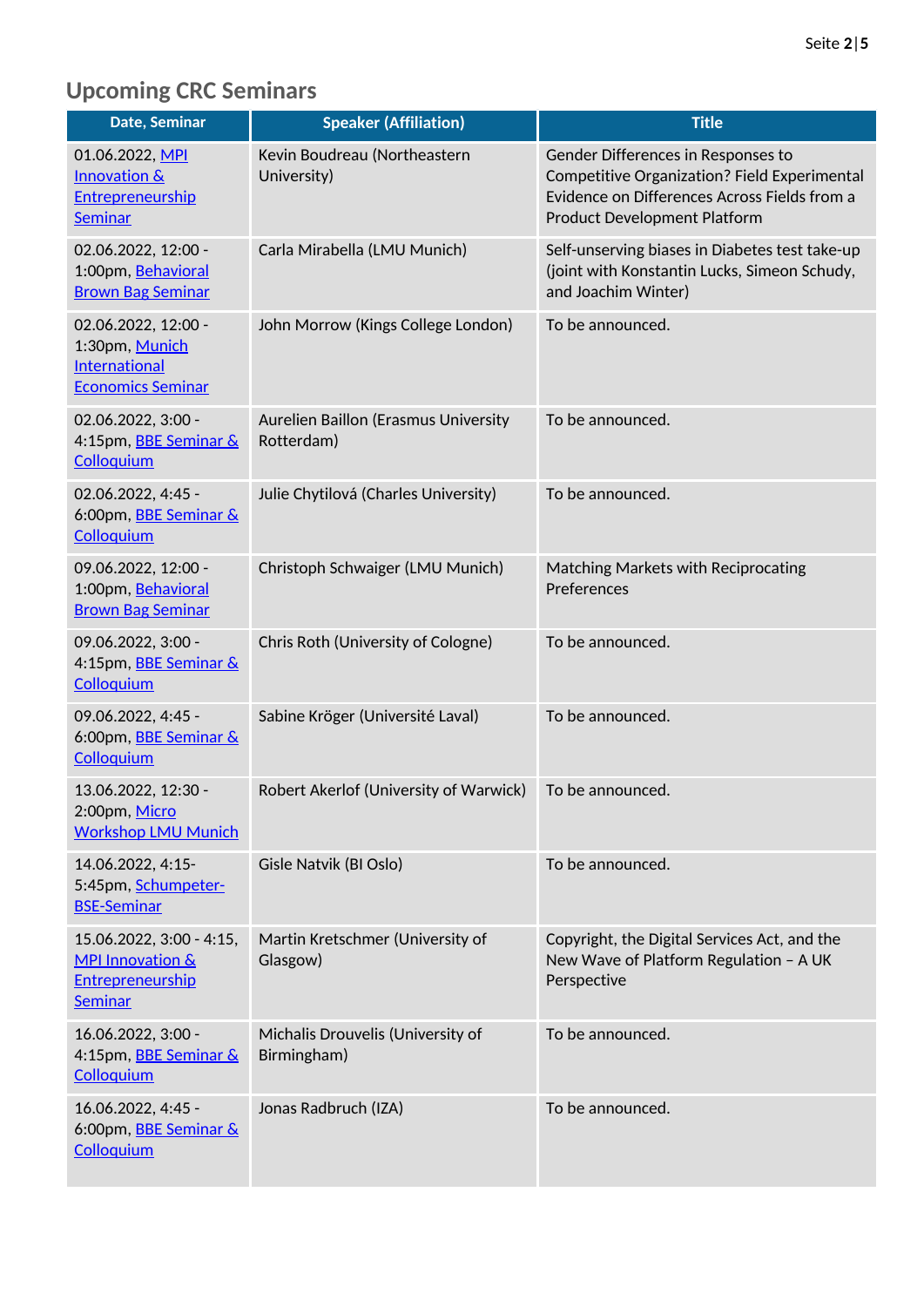## Upcoming CRC Seminars

| Date, Seminar | Speaker (Affiliation) | Title |
|---|---|---|
| 01.06.2022, MPI Innovation & Entrepreneurship Seminar | Kevin Boudreau (Northeastern University) | Gender Differences in Responses to Competitive Organization? Field Experimental Evidence on Differences Across Fields from a Product Development Platform |
| 02.06.2022, 12:00 - 1:00pm, Behavioral Brown Bag Seminar | Carla Mirabella (LMU Munich) | Self-unserving biases in Diabetes test take-up (joint with Konstantin Lucks, Simeon Schudy, and Joachim Winter) |
| 02.06.2022, 12:00 - 1:30pm, Munich International Economics Seminar | John Morrow (Kings College London) | To be announced. |
| 02.06.2022, 3:00 - 4:15pm, BBE Seminar & Colloquium | Aurelien Baillon (Erasmus University Rotterdam) | To be announced. |
| 02.06.2022, 4:45 - 6:00pm, BBE Seminar & Colloquium | Julie Chytilová (Charles University) | To be announced. |
| 09.06.2022, 12:00 - 1:00pm, Behavioral Brown Bag Seminar | Christoph Schwaiger (LMU Munich) | Matching Markets with Reciprocating Preferences |
| 09.06.2022, 3:00 - 4:15pm, BBE Seminar & Colloquium | Chris Roth (University of Cologne) | To be announced. |
| 09.06.2022, 4:45 - 6:00pm, BBE Seminar & Colloquium | Sabine Kröger (Université Laval) | To be announced. |
| 13.06.2022, 12:30 - 2:00pm, Micro Workshop LMU Munich | Robert Akerlof (University of Warwick) | To be announced. |
| 14.06.2022, 4:15-5:45pm, Schumpeter-BSE-Seminar | Gisle Natvik (BI Oslo) | To be announced. |
| 15.06.2022, 3:00 - 4:15, MPI Innovation & Entrepreneurship Seminar | Martin Kretschmer (University of Glasgow) | Copyright, the Digital Services Act, and the New Wave of Platform Regulation – A UK Perspective |
| 16.06.2022, 3:00 - 4:15pm, BBE Seminar & Colloquium | Michalis Drouvelis (University of Birmingham) | To be announced. |
| 16.06.2022, 4:45 - 6:00pm, BBE Seminar & Colloquium | Jonas Radbruch (IZA) | To be announced. |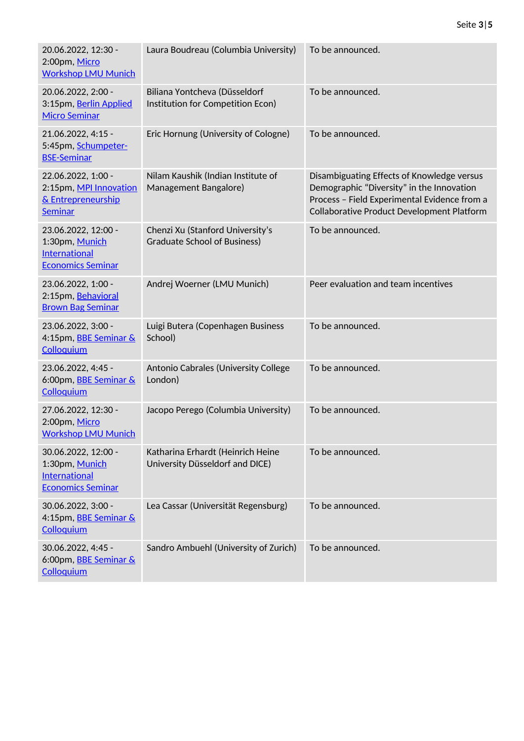| | | |
|---|---|---|
| 20.06.2022, 12:30 - 2:00pm, Micro Workshop LMU Munich | Laura Boudreau (Columbia University) | To be announced. |
| 20.06.2022, 2:00 - 3:15pm, Berlin Applied Micro Seminar | Biliana Yontcheva (Düsseldorf Institution for Competition Econ) | To be announced. |
| 21.06.2022, 4:15 - 5:45pm, Schumpeter-BSE-Seminar | Eric Hornung (University of Cologne) | To be announced. |
| 22.06.2022, 1:00 - 2:15pm, MPI Innovation & Entrepreneurship Seminar | Nilam Kaushik (Indian Institute of Management Bangalore) | Disambiguating Effects of Knowledge versus Demographic "Diversity" in the Innovation Process – Field Experimental Evidence from a Collaborative Product Development Platform |
| 23.06.2022, 12:00 - 1:30pm, Munich International Economics Seminar | Chenzi Xu (Stanford University's Graduate School of Business) | To be announced. |
| 23.06.2022, 1:00 - 2:15pm, Behavioral Brown Bag Seminar | Andrej Woerner (LMU Munich) | Peer evaluation and team incentives |
| 23.06.2022, 3:00 - 4:15pm, BBE Seminar & Colloquium | Luigi Butera (Copenhagen Business School) | To be announced. |
| 23.06.2022, 4:45 - 6:00pm, BBE Seminar & Colloquium | Antonio Cabrales (University College London) | To be announced. |
| 27.06.2022, 12:30 - 2:00pm, Micro Workshop LMU Munich | Jacopo Perego (Columbia University) | To be announced. |
| 30.06.2022, 12:00 - 1:30pm, Munich International Economics Seminar | Katharina Erhardt (Heinrich Heine University Düsseldorf and DICE) | To be announced. |
| 30.06.2022, 3:00 - 4:15pm, BBE Seminar & Colloquium | Lea Cassar (Universität Regensburg) | To be announced. |
| 30.06.2022, 4:45 - 6:00pm, BBE Seminar & Colloquium | Sandro Ambuehl (University of Zurich) | To be announced. |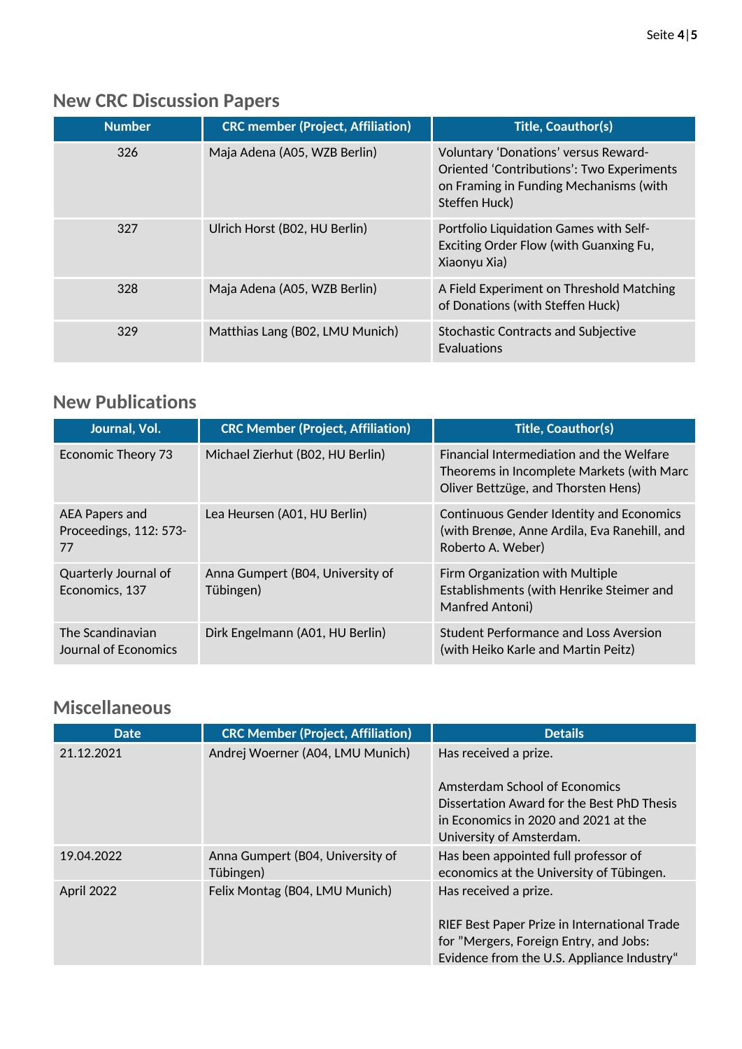## New CRC Discussion Papers

| Number | CRC member (Project, Affiliation) | Title, Coauthor(s) |
|---|---|---|
| 326 | Maja Adena (A05, WZB Berlin) | Voluntary 'Donations' versus Reward-Oriented 'Contributions': Two Experiments on Framing in Funding Mechanisms (with Steffen Huck) |
| 327 | Ulrich Horst (B02, HU Berlin) | Portfolio Liquidation Games with Self-Exciting Order Flow (with Guanxing Fu, Xiaonyu Xia) |
| 328 | Maja Adena (A05, WZB Berlin) | A Field Experiment on Threshold Matching of Donations (with Steffen Huck) |
| 329 | Matthias Lang (B02, LMU Munich) | Stochastic Contracts and Subjective Evaluations |

## New Publications

| Journal, Vol. | CRC Member (Project, Affiliation) | Title, Coauthor(s) |
|---|---|---|
| Economic Theory 73 | Michael Zierhut (B02, HU Berlin) | Financial Intermediation and the Welfare Theorems in Incomplete Markets (with Marc Oliver Bettzüge, and Thorsten Hens) |
| AEA Papers and Proceedings, 112: 573-77 | Lea Heursen (A01, HU Berlin) | Continuous Gender Identity and Economics (with Brenøe, Anne Ardila, Eva Ranehill, and Roberto A. Weber) |
| Quarterly Journal of Economics, 137 | Anna Gumpert (B04, University of Tübingen) | Firm Organization with Multiple Establishments (with Henrike Steimer and Manfred Antoni) |
| The Scandinavian Journal of Economics | Dirk Engelmann (A01, HU Berlin) | Student Performance and Loss Aversion (with Heiko Karle and Martin Peitz) |

## Miscellaneous

| Date | CRC Member (Project, Affiliation) | Details |
|---|---|---|
| 21.12.2021 | Andrej Woerner (A04, LMU Munich) | Has received a prize.<br><br>Amsterdam School of Economics Dissertation Award for the Best PhD Thesis in Economics in 2020 and 2021 at the University of Amsterdam. |
| 19.04.2022 | Anna Gumpert (B04, University of Tübingen) | Has been appointed full professor of economics at the University of Tübingen. |
| April 2022 | Felix Montag (B04, LMU Munich) | Has received a prize.<br><br>RIEF Best Paper Prize in International Trade for "Mergers, Foreign Entry, and Jobs: Evidence from the U.S. Appliance Industry" |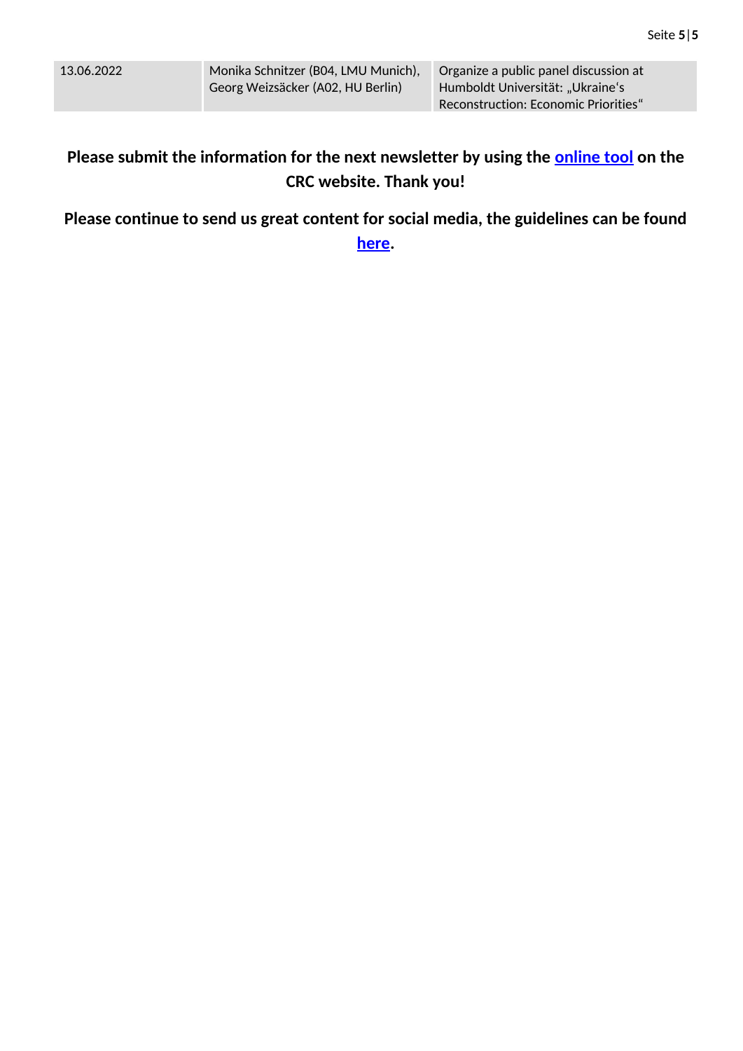| | | |
|---|---|---|
| 13.06.2022 | Monika Schnitzer (B04, LMU Munich), Georg Weizsäcker (A02, HU Berlin) | Organize a public panel discussion at Humboldt Universität: „Ukraine's Reconstruction: Economic Priorities" |

**Please submit the information for the next newsletter by using the online tool on the CRC website. Thank you!**

**Please continue to send us great content for social media, the guidelines can be found here.**